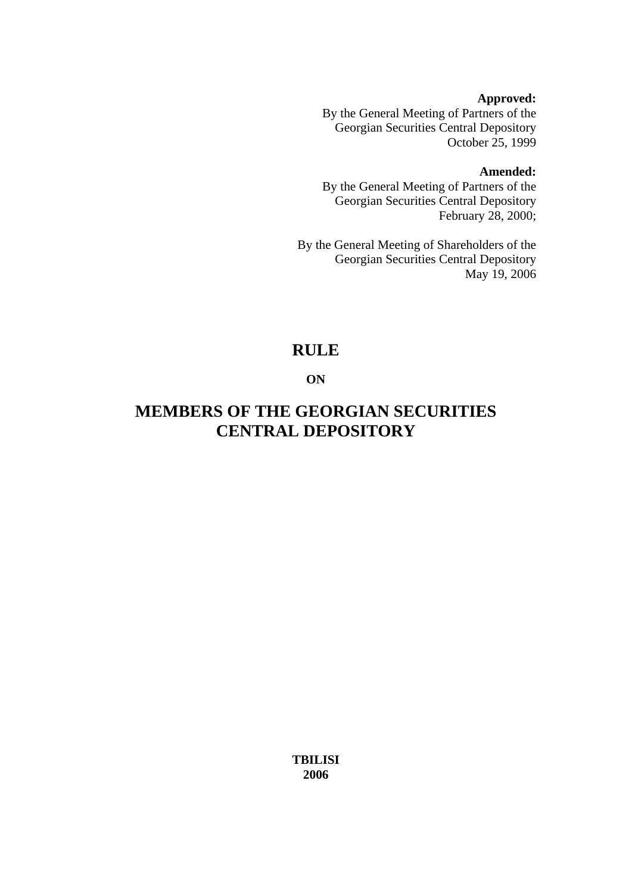**Approved:**
By the General Meeting of Partners of the
Georgian Securities Central Depository
October 25, 1999

**Amended:**
By the General Meeting of Partners of the
Georgian Securities Central Depository
February 28, 2000;

By the General Meeting of Shareholders of the
Georgian Securities Central Depository
May 19, 2006

# RULE

**ON**

# MEMBERS OF THE GEORGIAN SECURITIES CENTRAL DEPOSITORY

**TBILISI**
**2006**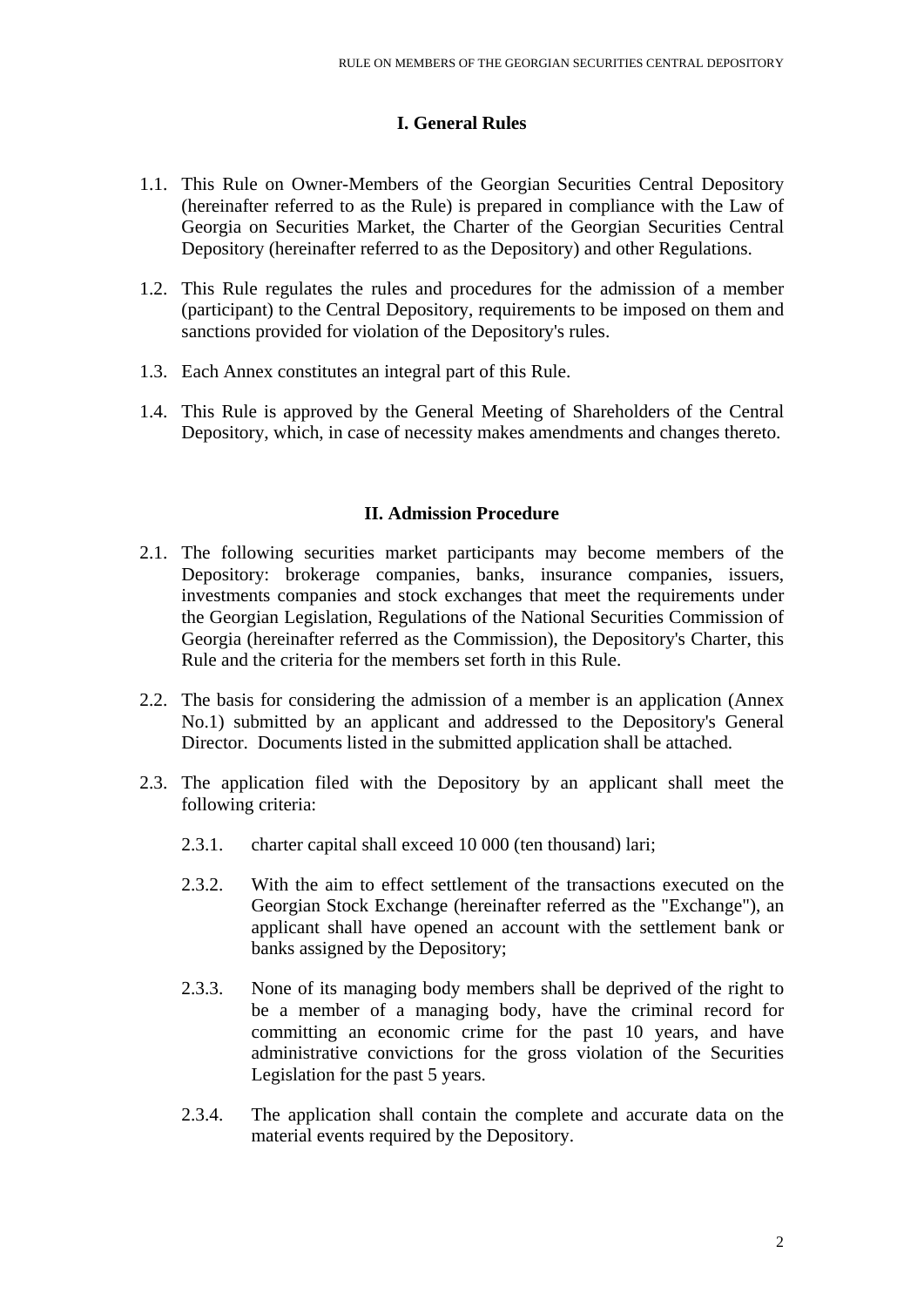## I. General Rules

1.1. This Rule on Owner-Members of the Georgian Securities Central Depository (hereinafter referred to as the Rule) is prepared in compliance with the Law of Georgia on Securities Market, the Charter of the Georgian Securities Central Depository (hereinafter referred to as the Depository) and other Regulations.

1.2. This Rule regulates the rules and procedures for the admission of a member (participant) to the Central Depository, requirements to be imposed on them and sanctions provided for violation of the Depository's rules.

1.3. Each Annex constitutes an integral part of this Rule.

1.4. This Rule is approved by the General Meeting of Shareholders of the Central Depository, which, in case of necessity makes amendments and changes thereto.

## II. Admission Procedure

2.1. The following securities market participants may become members of the Depository: brokerage companies, banks, insurance companies, issuers, investments companies and stock exchanges that meet the requirements under the Georgian Legislation, Regulations of the National Securities Commission of Georgia (hereinafter referred as the Commission), the Depository's Charter, this Rule and the criteria for the members set forth in this Rule.

2.2. The basis for considering the admission of a member is an application (Annex No.1) submitted by an applicant and addressed to the Depository's General Director. Documents listed in the submitted application shall be attached.

2.3. The application filed with the Depository by an applicant shall meet the following criteria:

2.3.1. charter capital shall exceed 10 000 (ten thousand) lari;

2.3.2. With the aim to effect settlement of the transactions executed on the Georgian Stock Exchange (hereinafter referred as the "Exchange"), an applicant shall have opened an account with the settlement bank or banks assigned by the Depository;

2.3.3. None of its managing body members shall be deprived of the right to be a member of a managing body, have the criminal record for committing an economic crime for the past 10 years, and have administrative convictions for the gross violation of the Securities Legislation for the past 5 years.

2.3.4. The application shall contain the complete and accurate data on the material events required by the Depository.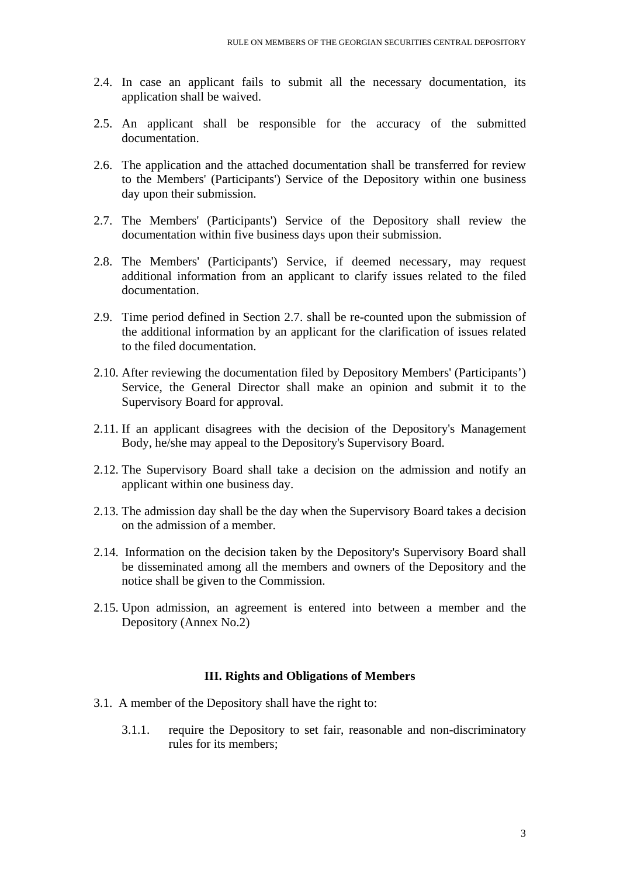2.4. In case an applicant fails to submit all the necessary documentation, its application shall be waived.

2.5. An applicant shall be responsible for the accuracy of the submitted documentation.

2.6. The application and the attached documentation shall be transferred for review to the Members' (Participants') Service of the Depository within one business day upon their submission.

2.7. The Members' (Participants') Service of the Depository shall review the documentation within five business days upon their submission.

2.8. The Members' (Participants') Service, if deemed necessary, may request additional information from an applicant to clarify issues related to the filed documentation.

2.9. Time period defined in Section 2.7. shall be re-counted upon the submission of the additional information by an applicant for the clarification of issues related to the filed documentation.

2.10. After reviewing the documentation filed by Depository Members' (Participants') Service, the General Director shall make an opinion and submit it to the Supervisory Board for approval.

2.11. If an applicant disagrees with the decision of the Depository's Management Body, he/she may appeal to the Depository's Supervisory Board.

2.12. The Supervisory Board shall take a decision on the admission and notify an applicant within one business day.

2.13. The admission day shall be the day when the Supervisory Board takes a decision on the admission of a member.

2.14. Information on the decision taken by the Depository's Supervisory Board shall be disseminated among all the members and owners of the Depository and the notice shall be given to the Commission.

2.15. Upon admission, an agreement is entered into between a member and the Depository (Annex No.2)

## III. Rights and Obligations of Members

3.1. A member of the Depository shall have the right to:

3.1.1. require the Depository to set fair, reasonable and non-discriminatory rules for its members;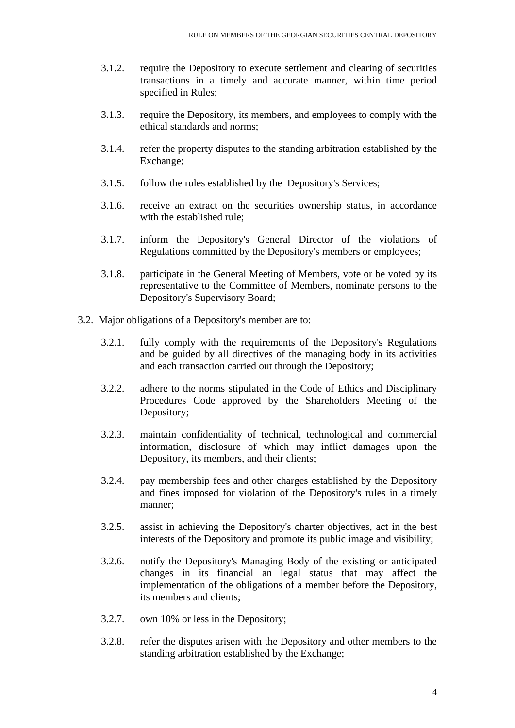3.1.2. require the Depository to execute settlement and clearing of securities transactions in a timely and accurate manner, within time period specified in Rules;

3.1.3. require the Depository, its members, and employees to comply with the ethical standards and norms;

3.1.4. refer the property disputes to the standing arbitration established by the Exchange;

3.1.5. follow the rules established by the Depository's Services;

3.1.6. receive an extract on the securities ownership status, in accordance with the established rule;

3.1.7. inform the Depository's General Director of the violations of Regulations committed by the Depository's members or employees;

3.1.8. participate in the General Meeting of Members, vote or be voted by its representative to the Committee of Members, nominate persons to the Depository's Supervisory Board;

3.2. Major obligations of a Depository's member are to:

3.2.1. fully comply with the requirements of the Depository's Regulations and be guided by all directives of the managing body in its activities and each transaction carried out through the Depository;

3.2.2. adhere to the norms stipulated in the Code of Ethics and Disciplinary Procedures Code approved by the Shareholders Meeting of the Depository;

3.2.3. maintain confidentiality of technical, technological and commercial information, disclosure of which may inflict damages upon the Depository, its members, and their clients;

3.2.4. pay membership fees and other charges established by the Depository and fines imposed for violation of the Depository's rules in a timely manner;

3.2.5. assist in achieving the Depository's charter objectives, act in the best interests of the Depository and promote its public image and visibility;

3.2.6. notify the Depository's Managing Body of the existing or anticipated changes in its financial an legal status that may affect the implementation of the obligations of a member before the Depository, its members and clients;

3.2.7. own 10% or less in the Depository;

3.2.8. refer the disputes arisen with the Depository and other members to the standing arbitration established by the Exchange;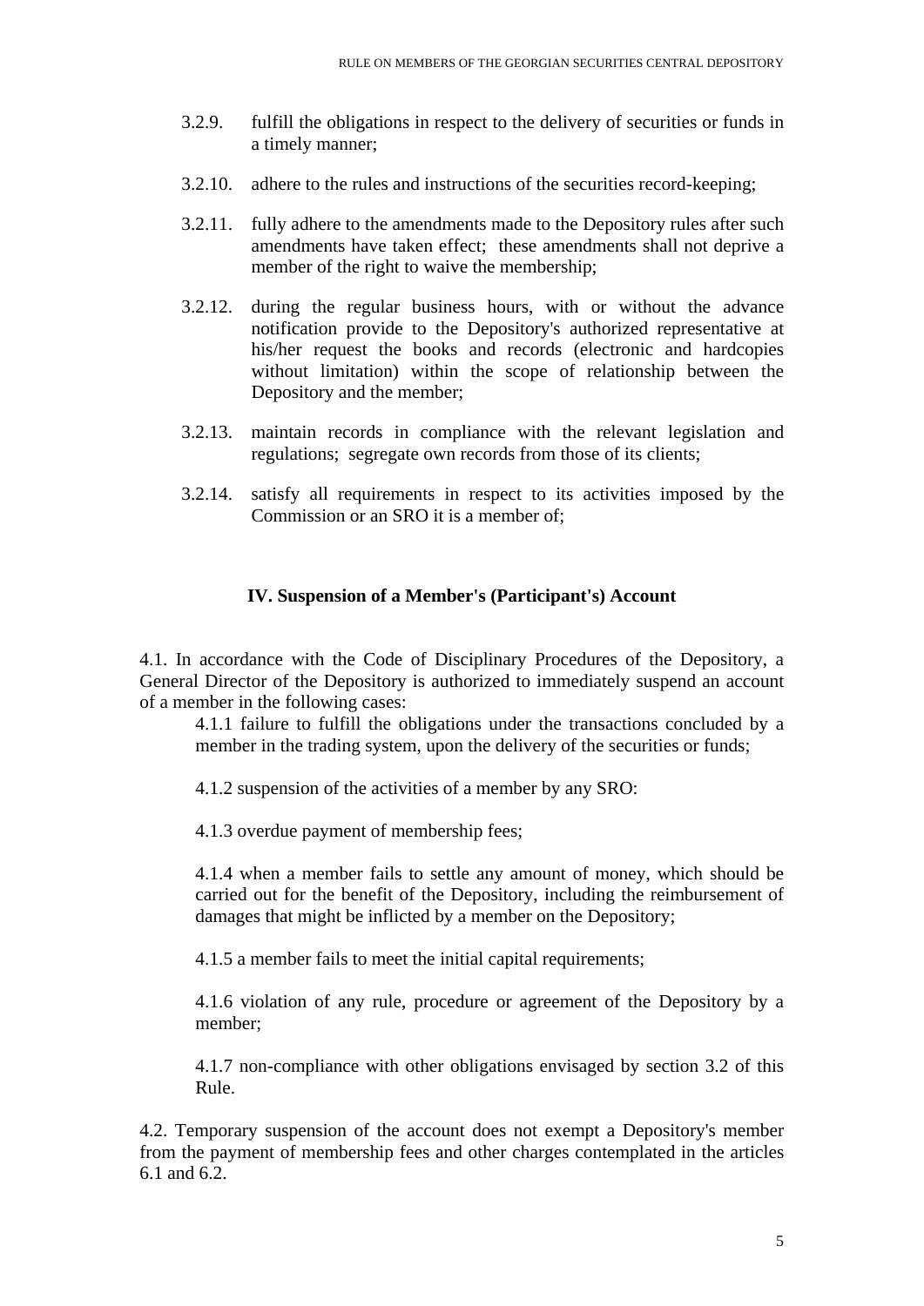3.2.9. fulfill the obligations in respect to the delivery of securities or funds in a timely manner;

3.2.10. adhere to the rules and instructions of the securities record-keeping;

3.2.11. fully adhere to the amendments made to the Depository rules after such amendments have taken effect; these amendments shall not deprive a member of the right to waive the membership;

3.2.12. during the regular business hours, with or without the advance notification provide to the Depository's authorized representative at his/her request the books and records (electronic and hardcopies without limitation) within the scope of relationship between the Depository and the member;

3.2.13. maintain records in compliance with the relevant legislation and regulations; segregate own records from those of its clients;

3.2.14. satisfy all requirements in respect to its activities imposed by the Commission or an SRO it is a member of;

## IV. Suspension of a Member's (Participant's) Account

4.1. In accordance with the Code of Disciplinary Procedures of the Depository, a General Director of the Depository is authorized to immediately suspend an account of a member in the following cases:

4.1.1 failure to fulfill the obligations under the transactions concluded by a member in the trading system, upon the delivery of the securities or funds;

4.1.2 suspension of the activities of a member by any SRO:

4.1.3 overdue payment of membership fees;

4.1.4 when a member fails to settle any amount of money, which should be carried out for the benefit of the Depository, including the reimbursement of damages that might be inflicted by a member on the Depository;

4.1.5 a member fails to meet the initial capital requirements;

4.1.6 violation of any rule, procedure or agreement of the Depository by a member;

4.1.7 non-compliance with other obligations envisaged by section 3.2 of this Rule.

4.2. Temporary suspension of the account does not exempt a Depository's member from the payment of membership fees and other charges contemplated in the articles 6.1 and 6.2.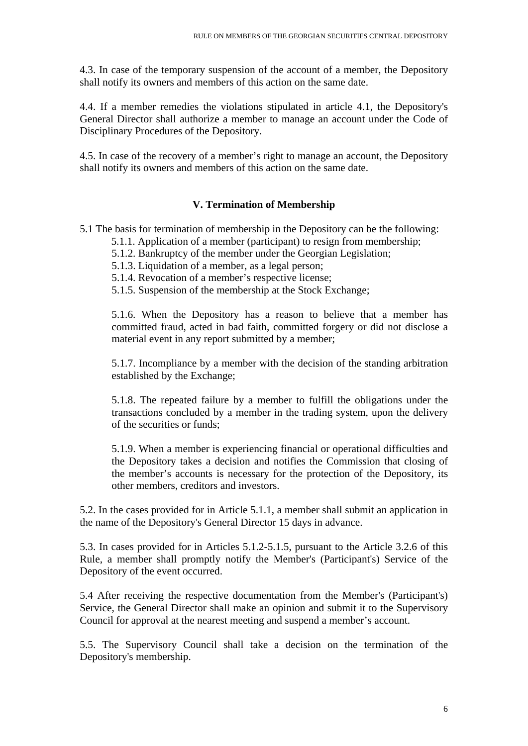4.3. In case of the temporary suspension of the account of a member, the Depository shall notify its owners and members of this action on the same date.

4.4. If a member remedies the violations stipulated in article 4.1, the Depository's General Director shall authorize a member to manage an account under the Code of Disciplinary Procedures of the Depository.

4.5. In case of the recovery of a member's right to manage an account, the Depository shall notify its owners and members of this action on the same date.

## V. Termination of Membership

5.1 The basis for termination of membership in the Depository can be the following:

5.1.1. Application of a member (participant) to resign from membership;

5.1.2. Bankruptcy of the member under the Georgian Legislation;

5.1.3. Liquidation of a member, as a legal person;

5.1.4. Revocation of a member's respective license;

5.1.5. Suspension of the membership at the Stock Exchange;

5.1.6. When the Depository has a reason to believe that a member has committed fraud, acted in bad faith, committed forgery or did not disclose a material event in any report submitted by a member;

5.1.7. Incompliance by a member with the decision of the standing arbitration established by the Exchange;

5.1.8. The repeated failure by a member to fulfill the obligations under the transactions concluded by a member in the trading system, upon the delivery of the securities or funds;

5.1.9. When a member is experiencing financial or operational difficulties and the Depository takes a decision and notifies the Commission that closing of the member's accounts is necessary for the protection of the Depository, its other members, creditors and investors.

5.2. In the cases provided for in Article 5.1.1, a member shall submit an application in the name of the Depository's General Director 15 days in advance.

5.3. In cases provided for in Articles 5.1.2-5.1.5, pursuant to the Article 3.2.6 of this Rule, a member shall promptly notify the Member's (Participant's) Service of the Depository of the event occurred.

5.4 After receiving the respective documentation from the Member's (Participant's) Service, the General Director shall make an opinion and submit it to the Supervisory Council for approval at the nearest meeting and suspend a member's account.

5.5. The Supervisory Council shall take a decision on the termination of the Depository's membership.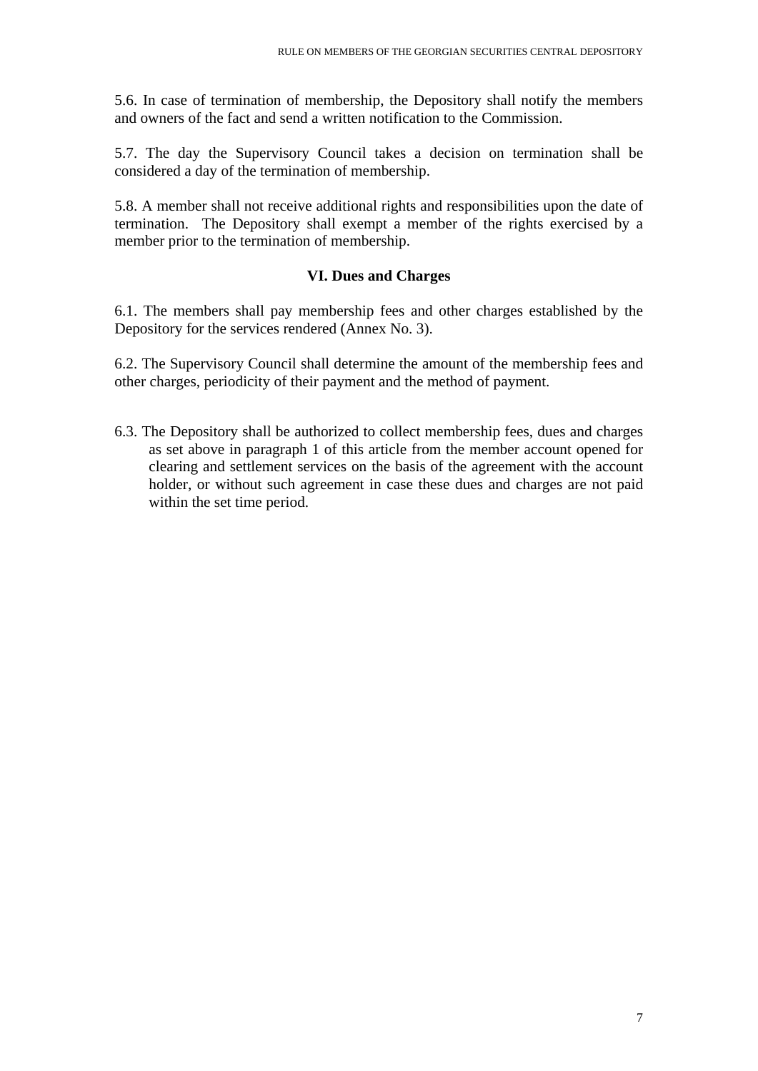5.6. In case of termination of membership, the Depository shall notify the members and owners of the fact and send a written notification to the Commission.

5.7. The day the Supervisory Council takes a decision on termination shall be considered a day of the termination of membership.

5.8. A member shall not receive additional rights and responsibilities upon the date of termination. The Depository shall exempt a member of the rights exercised by a member prior to the termination of membership.

## VI. Dues and Charges

6.1. The members shall pay membership fees and other charges established by the Depository for the services rendered (Annex No. 3).

6.2. The Supervisory Council shall determine the amount of the membership fees and other charges, periodicity of their payment and the method of payment.

6.3. The Depository shall be authorized to collect membership fees, dues and charges as set above in paragraph 1 of this article from the member account opened for clearing and settlement services on the basis of the agreement with the account holder, or without such agreement in case these dues and charges are not paid within the set time period.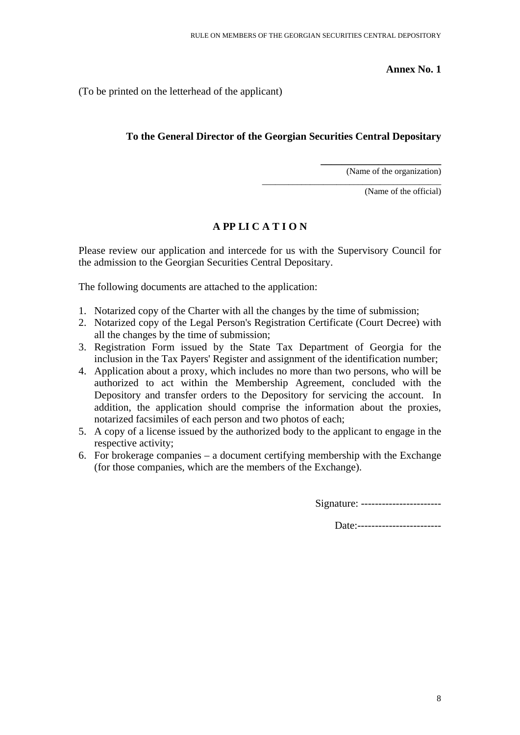**Annex No. 1**

(To be printed on the letterhead of the applicant)

**To the General Director of the Georgian Securities Central Depository**

\_\_\_\_\_\_\_\_\_\_\_\_\_\_\_\_\_\_\_\_\_\_\_\_
(Name of the organization)

\_\_\_\_\_\_\_\_\_\_\_\_\_\_\_\_\_\_\_\_\_\_\_\_\_\_\_\_\_\_\_\_\_\_\_\_\_\_\_\_
(Name of the official)

**A PP LI C A T I O N**

Please review our application and intercede for us with the Supervisory Council for the admission to the Georgian Securities Central Depository.

The following documents are attached to the application:

1. Notarized copy of the Charter with all the changes by the time of submission;
2. Notarized copy of the Legal Person's Registration Certificate (Court Decree) with all the changes by the time of submission;
3. Registration Form issued by the State Tax Department of Georgia for the inclusion in the Tax Payers' Register and assignment of the identification number;
4. Application about a proxy, which includes no more than two persons, who will be authorized to act within the Membership Agreement, concluded with the Depository and transfer orders to the Depository for servicing the account. In addition, the application should comprise the information about the proxies, notarized facsimiles of each person and two photos of each;
5. A copy of a license issued by the authorized body to the applicant to engage in the respective activity;
6. For brokerage companies – a document certifying membership with the Exchange (for those companies, which are the members of the Exchange).

Signature: -----------------------

Date:------------------------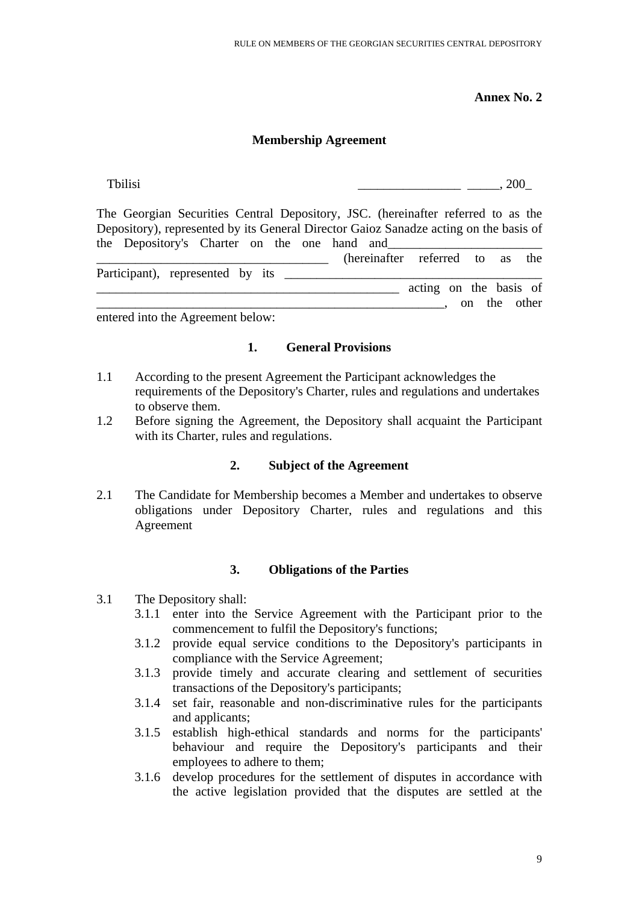**Annex No. 2**

## Membership Agreement

Tbilisi ________________ _____, 200_

The Georgian Securities Central Depository, JSC. (hereinafter referred to as the Depository), represented by its General Director Gaioz Sanadze acting on the basis of the Depository's Charter on the one hand and________________________ ____________________________________ (hereinafter referred to as the Participant), represented by its ________________________________________ ________________________________________________ acting on the basis of ______________________________________________________, on the other entered into the Agreement below:

### 1. General Provisions

1.1 According to the present Agreement the Participant acknowledges the requirements of the Depository's Charter, rules and regulations and undertakes to observe them.

1.2 Before signing the Agreement, the Depository shall acquaint the Participant with its Charter, rules and regulations.

### 2. Subject of the Agreement

2.1 The Candidate for Membership becomes a Member and undertakes to observe obligations under Depository Charter, rules and regulations and this Agreement

### 3. Obligations of the Parties

3.1 The Depository shall:

- 3.1.1 enter into the Service Agreement with the Participant prior to the commencement to fulfil the Depository's functions;
- 3.1.2 provide equal service conditions to the Depository's participants in compliance with the Service Agreement;
- 3.1.3 provide timely and accurate clearing and settlement of securities transactions of the Depository's participants;
- 3.1.4 set fair, reasonable and non-discriminative rules for the participants and applicants;
- 3.1.5 establish high-ethical standards and norms for the participants' behaviour and require the Depository's participants and their employees to adhere to them;
- 3.1.6 develop procedures for the settlement of disputes in accordance with the active legislation provided that the disputes are settled at the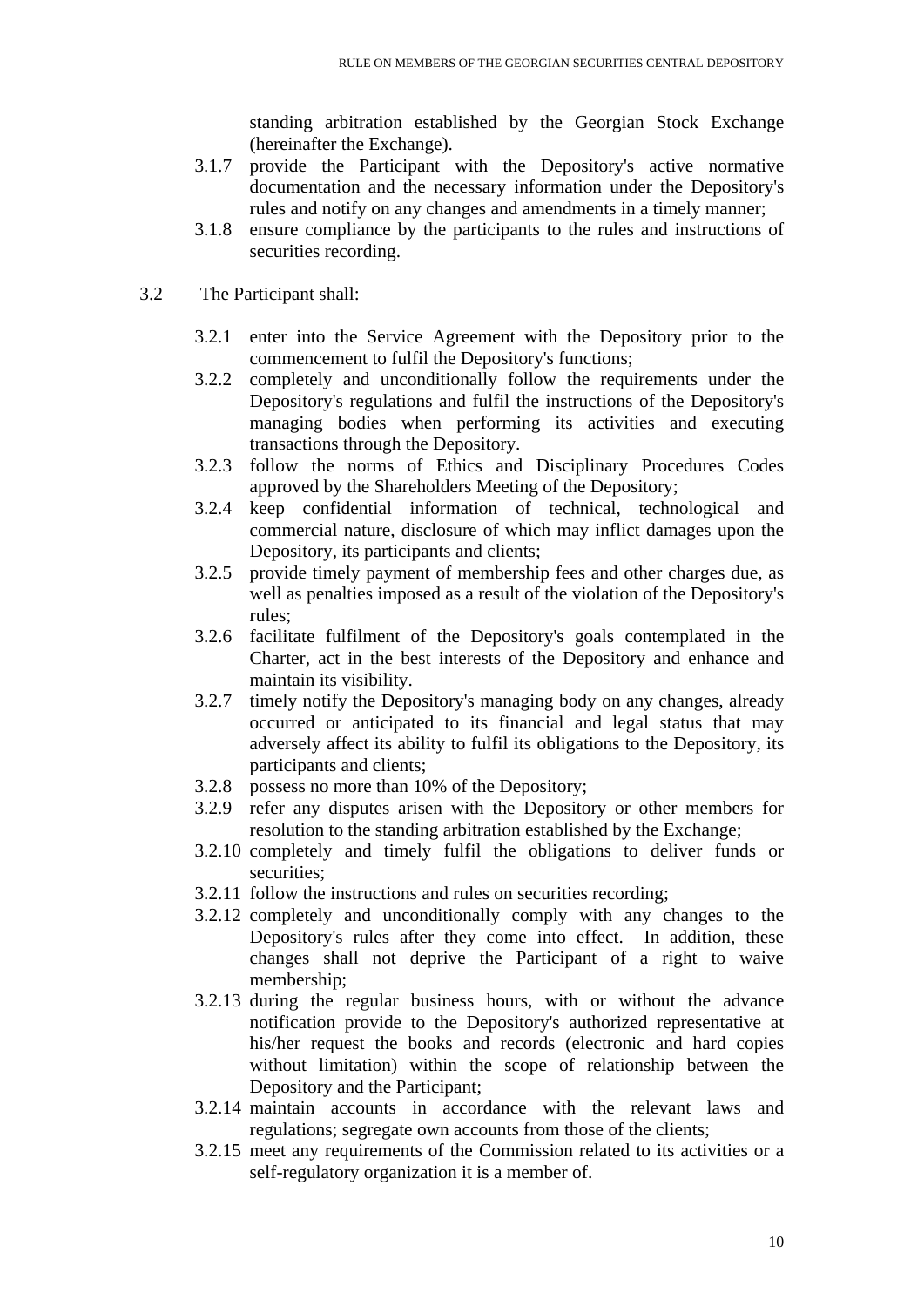standing arbitration established by the Georgian Stock Exchange (hereinafter the Exchange).

3.1.7 provide the Participant with the Depository's active normative documentation and the necessary information under the Depository's rules and notify on any changes and amendments in a timely manner;

3.1.8 ensure compliance by the participants to the rules and instructions of securities recording.

3.2 The Participant shall:

3.2.1 enter into the Service Agreement with the Depository prior to the commencement to fulfil the Depository's functions;

3.2.2 completely and unconditionally follow the requirements under the Depository's regulations and fulfil the instructions of the Depository's managing bodies when performing its activities and executing transactions through the Depository.

3.2.3 follow the norms of Ethics and Disciplinary Procedures Codes approved by the Shareholders Meeting of the Depository;

3.2.4 keep confidential information of technical, technological and commercial nature, disclosure of which may inflict damages upon the Depository, its participants and clients;

3.2.5 provide timely payment of membership fees and other charges due, as well as penalties imposed as a result of the violation of the Depository's rules;

3.2.6 facilitate fulfilment of the Depository's goals contemplated in the Charter, act in the best interests of the Depository and enhance and maintain its visibility.

3.2.7 timely notify the Depository's managing body on any changes, already occurred or anticipated to its financial and legal status that may adversely affect its ability to fulfil its obligations to the Depository, its participants and clients;

3.2.8 possess no more than 10% of the Depository;

3.2.9 refer any disputes arisen with the Depository or other members for resolution to the standing arbitration established by the Exchange;

3.2.10 completely and timely fulfil the obligations to deliver funds or securities;

3.2.11 follow the instructions and rules on securities recording;

3.2.12 completely and unconditionally comply with any changes to the Depository's rules after they come into effect. In addition, these changes shall not deprive the Participant of a right to waive membership;

3.2.13 during the regular business hours, with or without the advance notification provide to the Depository's authorized representative at his/her request the books and records (electronic and hard copies without limitation) within the scope of relationship between the Depository and the Participant;

3.2.14 maintain accounts in accordance with the relevant laws and regulations; segregate own accounts from those of the clients;

3.2.15 meet any requirements of the Commission related to its activities or a self-regulatory organization it is a member of.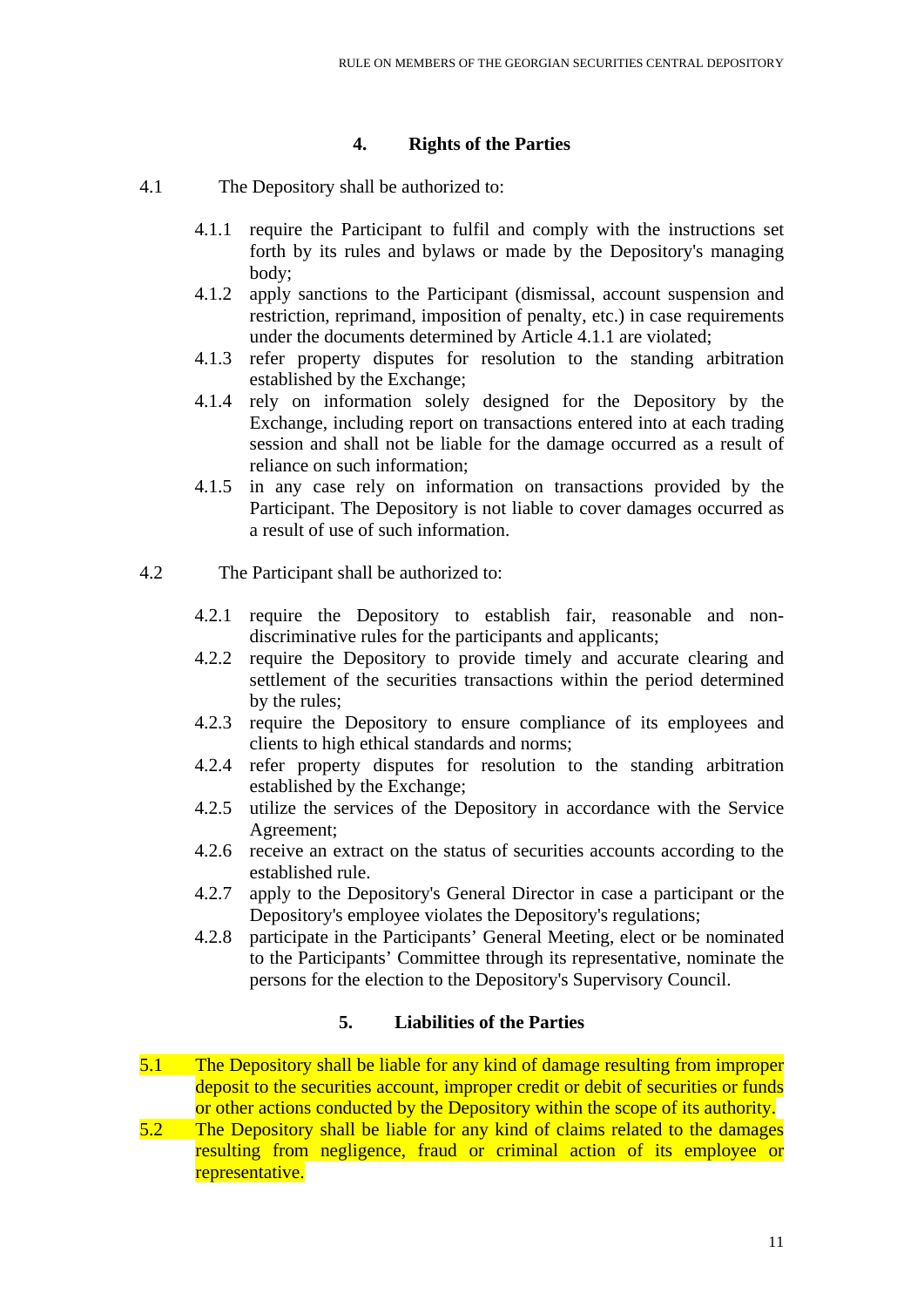## 4. Rights of the Parties

4.1 The Depository shall be authorized to:

- 4.1.1 require the Participant to fulfil and comply with the instructions set forth by its rules and bylaws or made by the Depository's managing body;
- 4.1.2 apply sanctions to the Participant (dismissal, account suspension and restriction, reprimand, imposition of penalty, etc.) in case requirements under the documents determined by Article 4.1.1 are violated;
- 4.1.3 refer property disputes for resolution to the standing arbitration established by the Exchange;
- 4.1.4 rely on information solely designed for the Depository by the Exchange, including report on transactions entered into at each trading session and shall not be liable for the damage occurred as a result of reliance on such information;
- 4.1.5 in any case rely on information on transactions provided by the Participant. The Depository is not liable to cover damages occurred as a result of use of such information.

4.2 The Participant shall be authorized to:

- 4.2.1 require the Depository to establish fair, reasonable and non-discriminative rules for the participants and applicants;
- 4.2.2 require the Depository to provide timely and accurate clearing and settlement of the securities transactions within the period determined by the rules;
- 4.2.3 require the Depository to ensure compliance of its employees and clients to high ethical standards and norms;
- 4.2.4 refer property disputes for resolution to the standing arbitration established by the Exchange;
- 4.2.5 utilize the services of the Depository in accordance with the Service Agreement;
- 4.2.6 receive an extract on the status of securities accounts according to the established rule.
- 4.2.7 apply to the Depository's General Director in case a participant or the Depository's employee violates the Depository's regulations;
- 4.2.8 participate in the Participants' General Meeting, elect or be nominated to the Participants' Committee through its representative, nominate the persons for the election to the Depository's Supervisory Council.

## 5. Liabilities of the Parties

5.1 The Depository shall be liable for any kind of damage resulting from improper deposit to the securities account, improper credit or debit of securities or funds or other actions conducted by the Depository within the scope of its authority.

5.2 The Depository shall be liable for any kind of claims related to the damages resulting from negligence, fraud or criminal action of its employee or representative.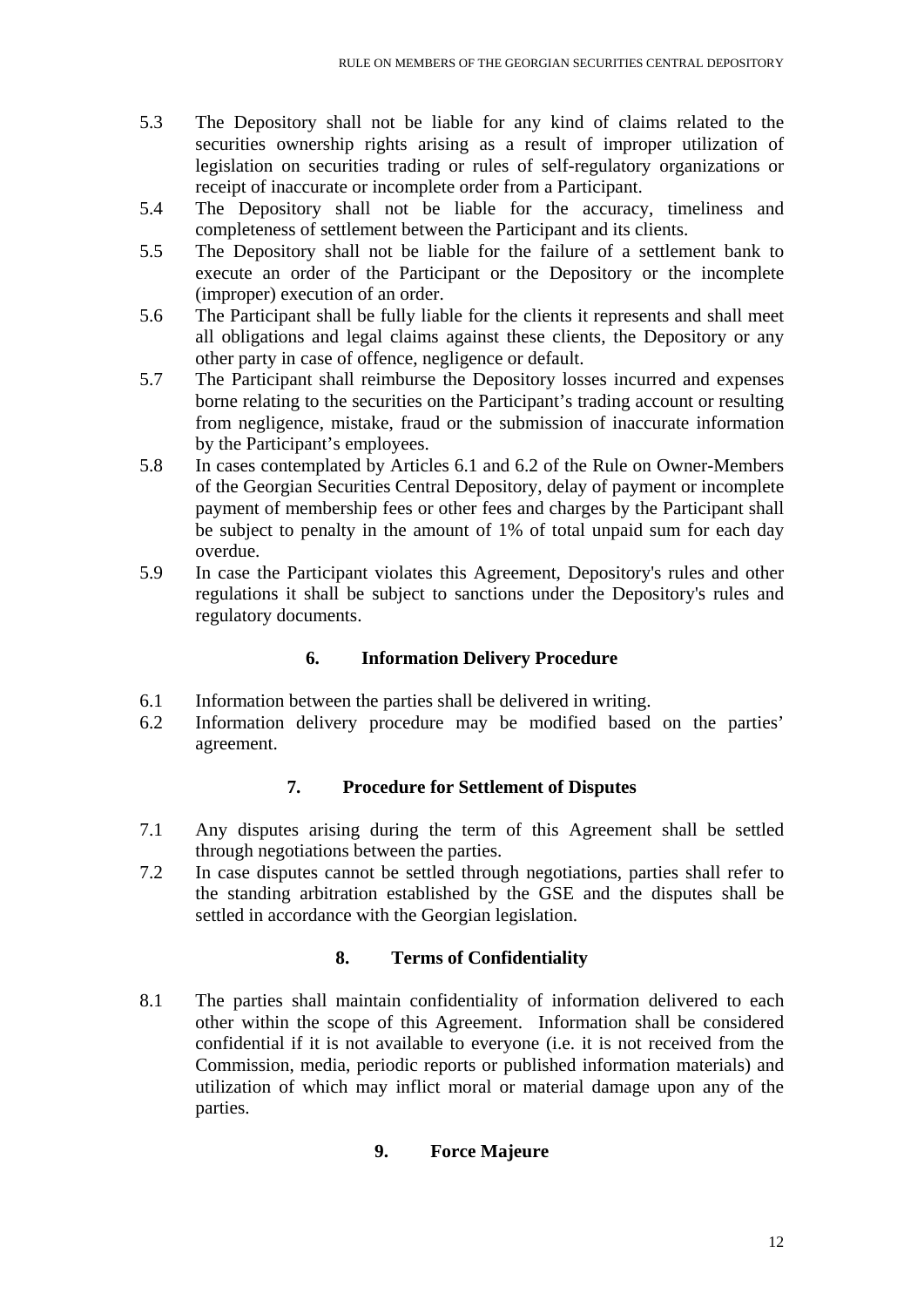5.3 The Depository shall not be liable for any kind of claims related to the securities ownership rights arising as a result of improper utilization of legislation on securities trading or rules of self-regulatory organizations or receipt of inaccurate or incomplete order from a Participant.

5.4 The Depository shall not be liable for the accuracy, timeliness and completeness of settlement between the Participant and its clients.

5.5 The Depository shall not be liable for the failure of a settlement bank to execute an order of the Participant or the Depository or the incomplete (improper) execution of an order.

5.6 The Participant shall be fully liable for the clients it represents and shall meet all obligations and legal claims against these clients, the Depository or any other party in case of offence, negligence or default.

5.7 The Participant shall reimburse the Depository losses incurred and expenses borne relating to the securities on the Participant's trading account or resulting from negligence, mistake, fraud or the submission of inaccurate information by the Participant's employees.

5.8 In cases contemplated by Articles 6.1 and 6.2 of the Rule on Owner-Members of the Georgian Securities Central Depository, delay of payment or incomplete payment of membership fees or other fees and charges by the Participant shall be subject to penalty in the amount of 1% of total unpaid sum for each day overdue.

5.9 In case the Participant violates this Agreement, Depository's rules and other regulations it shall be subject to sanctions under the Depository's rules and regulatory documents.

### 6. Information Delivery Procedure

6.1 Information between the parties shall be delivered in writing.

6.2 Information delivery procedure may be modified based on the parties' agreement.

### 7. Procedure for Settlement of Disputes

7.1 Any disputes arising during the term of this Agreement shall be settled through negotiations between the parties.

7.2 In case disputes cannot be settled through negotiations, parties shall refer to the standing arbitration established by the GSE and the disputes shall be settled in accordance with the Georgian legislation.

### 8. Terms of Confidentiality

8.1 The parties shall maintain confidentiality of information delivered to each other within the scope of this Agreement. Information shall be considered confidential if it is not available to everyone (i.e. it is not received from the Commission, media, periodic reports or published information materials) and utilization of which may inflict moral or material damage upon any of the parties.

### 9. Force Majeure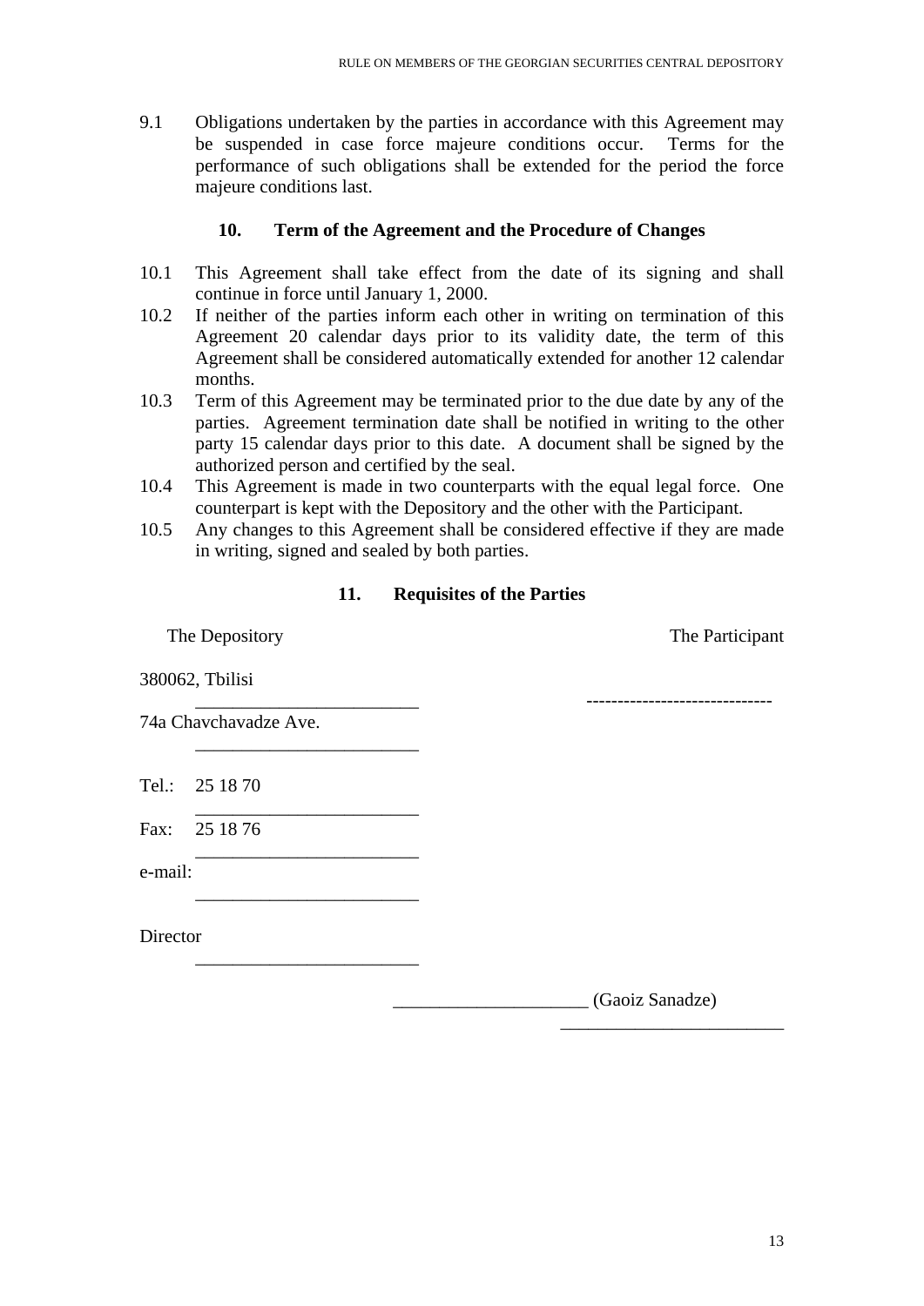9.1 Obligations undertaken by the parties in accordance with this Agreement may be suspended in case force majeure conditions occur. Terms for the performance of such obligations shall be extended for the period the force majeure conditions last.

## 10. Term of the Agreement and the Procedure of Changes

10.1 This Agreement shall take effect from the date of its signing and shall continue in force until January 1, 2000.

10.2 If neither of the parties inform each other in writing on termination of this Agreement 20 calendar days prior to its validity date, the term of this Agreement shall be considered automatically extended for another 12 calendar months.

10.3 Term of this Agreement may be terminated prior to the due date by any of the parties. Agreement termination date shall be notified in writing to the other party 15 calendar days prior to this date. A document shall be signed by the authorized person and certified by the seal.

10.4 This Agreement is made in two counterparts with the equal legal force. One counterpart is kept with the Depository and the other with the Participant.

10.5 Any changes to this Agreement shall be considered effective if they are made in writing, signed and sealed by both parties.

## 11. Requisites of the Parties

| The Depository | The Participant |
| --- | --- |
| 380062, Tbilisi | ______________________________ |
| 74a Chavchavadze Ave. | ________________________ |
| Tel.: 25 18 70 | ________________________ |
| Fax: 25 18 76 | ________________________ |
| e-mail: ________________________ | ________________________ |
| Director ________________________ | ________________________ |
| _____________________ (Gaoiz Sanadze) | ________________________ |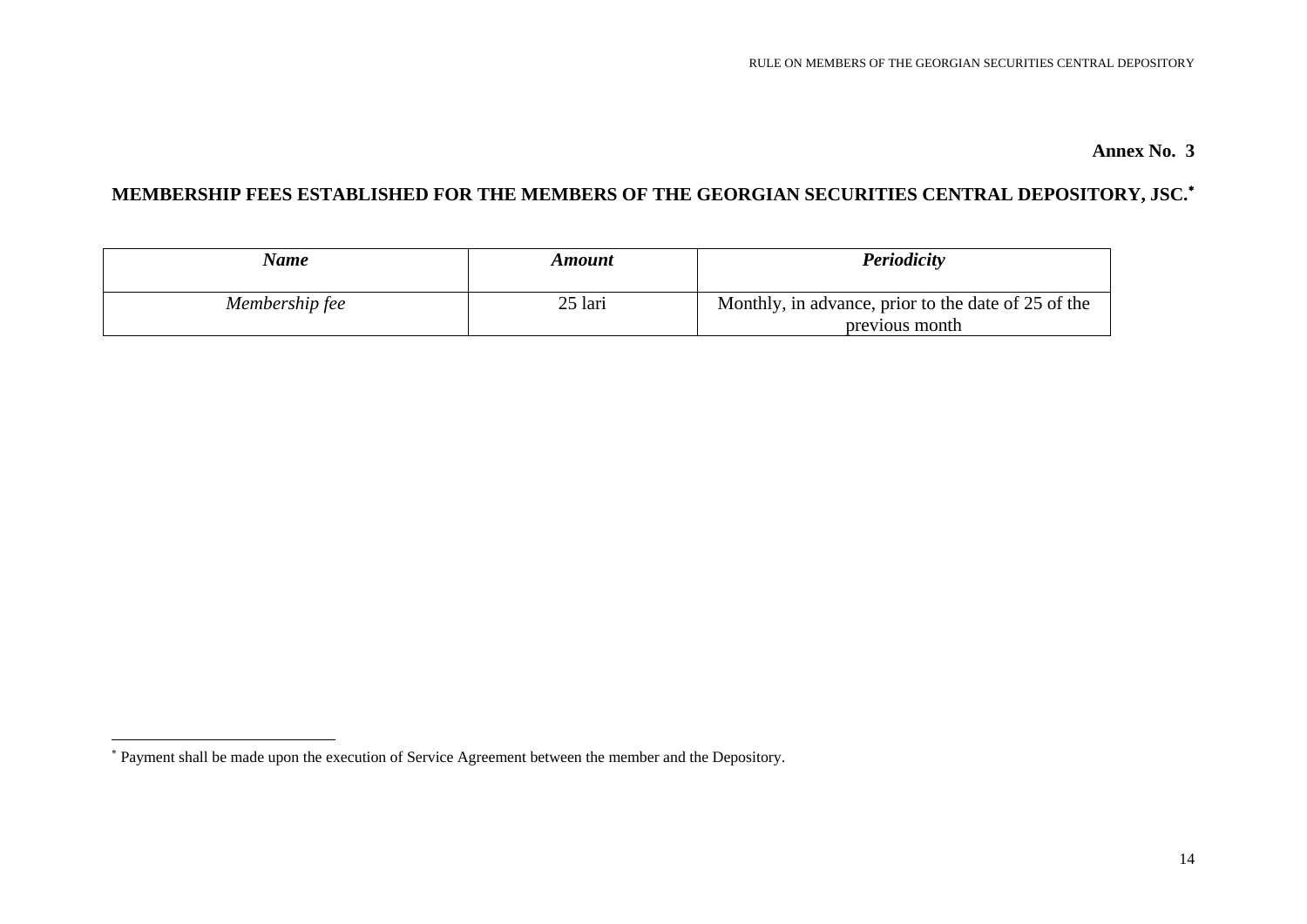**Annex No. 3**

## MEMBERSHIP FEES ESTABLISHED FOR THE MEMBERS OF THE GEORGIAN SECURITIES CENTRAL DEPOSITORY, JSC.[*]

| *Name* | *Amount* | *Periodicity* |
|---|---|---|
| *Membership fee* | 25 lari | Monthly, in advance, prior to the date of 25 of the previous month |

[*] Payment shall be made upon the execution of Service Agreement between the member and the Depository.